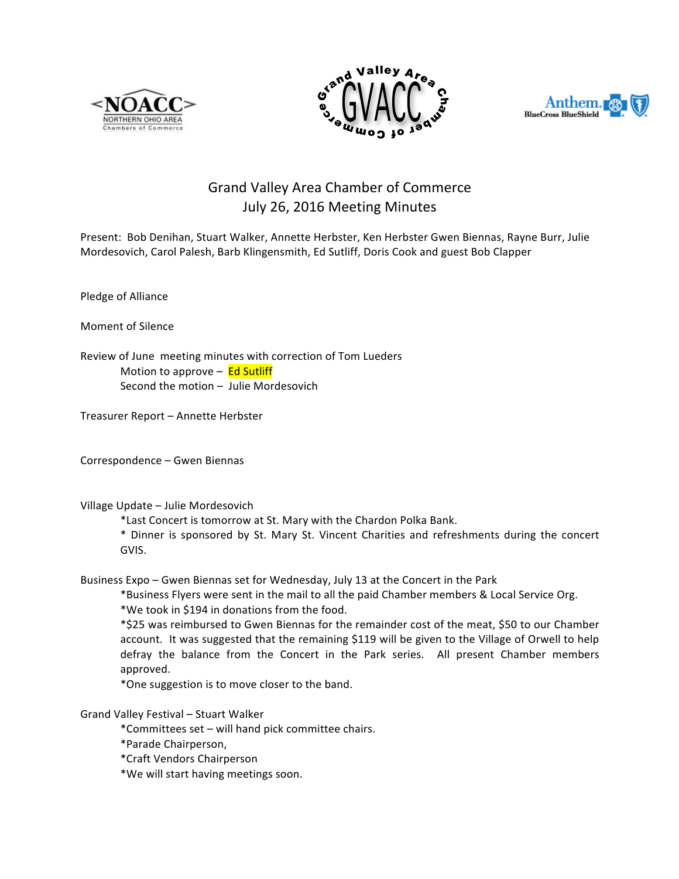# Grand Valley Area Chamber of Commerce
## July 26, 2016 Meeting Minutes

Present: Bob Denihan, Stuart Walker, Annette Herbster, Ken Herbster Gwen Biennas, Rayne Burr, Julie Mordesovich, Carol Palesh, Barb Klingensmith, Ed Sutliff, Doris Cook and guest Bob Clapper

Pledge of Alliance

Moment of Silence

Review of June meeting minutes with correction of Tom Lueders

  Motion to approve – Ed Sutliff

  Second the motion – Julie Mordesovich

Treasurer Report – Annette Herbster

Correspondence – Gwen Biennas

Village Update – Julie Mordesovich

  *Last Concert is tomorrow at St. Mary with the Chardon Polka Bank.

  * Dinner is sponsored by St. Mary St. Vincent Charities and refreshments during the concert GVIS.

Business Expo – Gwen Biennas set for Wednesday, July 13 at the Concert in the Park

  *Business Flyers were sent in the mail to all the paid Chamber members & Local Service Org.

  *We took in $194 in donations from the food.

  *$25 was reimbursed to Gwen Biennas for the remainder cost of the meat, $50 to our Chamber account. It was suggested that the remaining $119 will be given to the Village of Orwell to help defray the balance from the Concert in the Park series. All present Chamber members approved.

  *One suggestion is to move closer to the band.

Grand Valley Festival – Stuart Walker

  *Committees set – will hand pick committee chairs.

  *Parade Chairperson,

  *Craft Vendors Chairperson

  *We will start having meetings soon.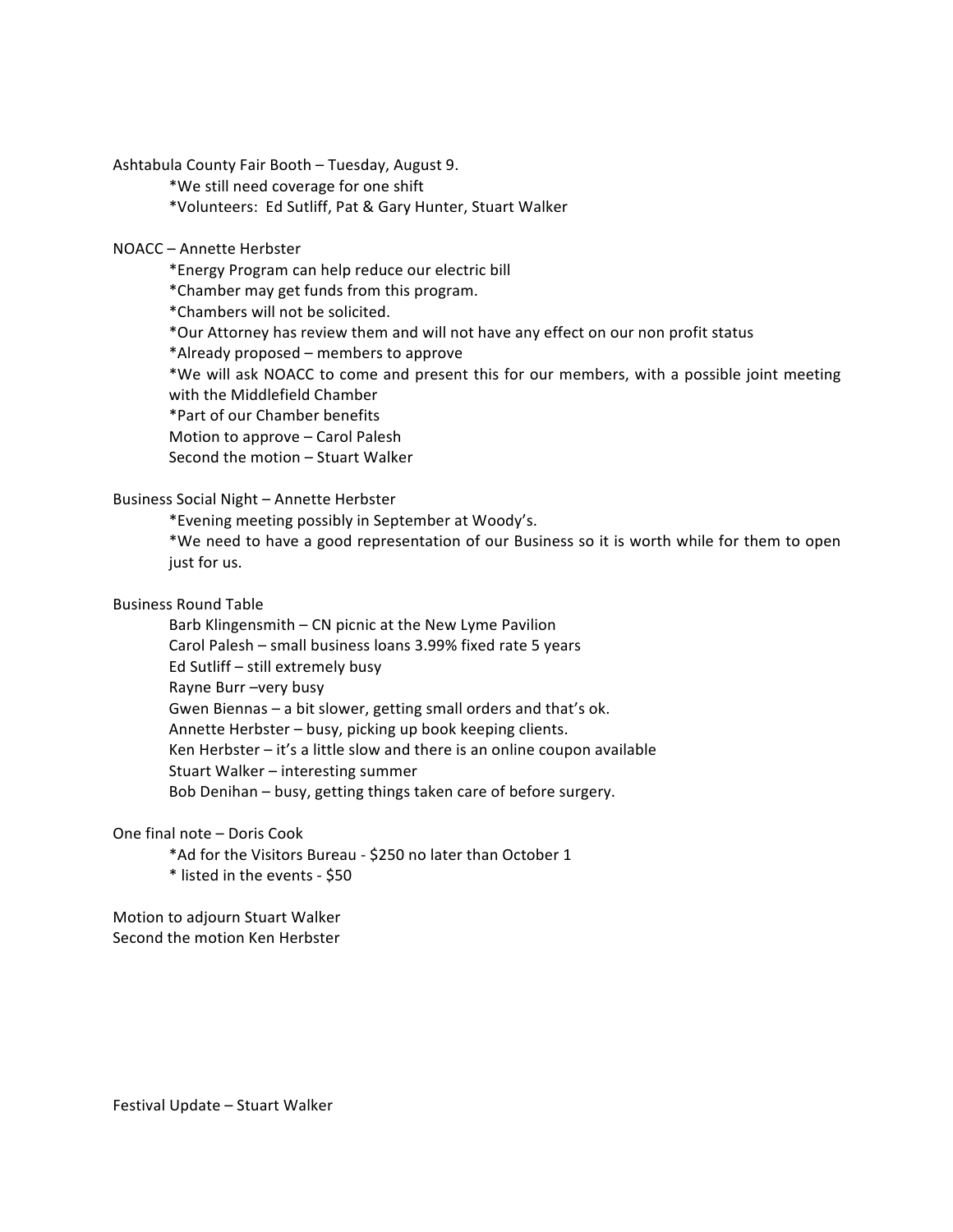Ashtabula County Fair Booth – Tuesday, August 9.

*We still need coverage for one shift
*Volunteers: Ed Sutliff, Pat & Gary Hunter, Stuart Walker

NOACC – Annette Herbster

*Energy Program can help reduce our electric bill
*Chamber may get funds from this program.
*Chambers will not be solicited.
*Our Attorney has review them and will not have any effect on our non profit status
*Already proposed – members to approve
*We will ask NOACC to come and present this for our members, with a possible joint meeting with the Middlefield Chamber
*Part of our Chamber benefits
Motion to approve – Carol Palesh
Second the motion – Stuart Walker

Business Social Night – Annette Herbster

*Evening meeting possibly in September at Woody's.
*We need to have a good representation of our Business so it is worth while for them to open just for us.

Business Round Table

Barb Klingensmith – CN picnic at the New Lyme Pavilion
Carol Palesh – small business loans 3.99% fixed rate 5 years
Ed Sutliff – still extremely busy
Rayne Burr –very busy
Gwen Biennas – a bit slower, getting small orders and that's ok.
Annette Herbster – busy, picking up book keeping clients.
Ken Herbster – it's a little slow and there is an online coupon available
Stuart Walker – interesting summer
Bob Denihan – busy, getting things taken care of before surgery.

One final note – Doris Cook

*Ad for the Visitors Bureau - $250 no later than October 1
* listed in the events - $50

Motion to adjourn Stuart Walker
Second the motion Ken Herbster

Festival Update – Stuart Walker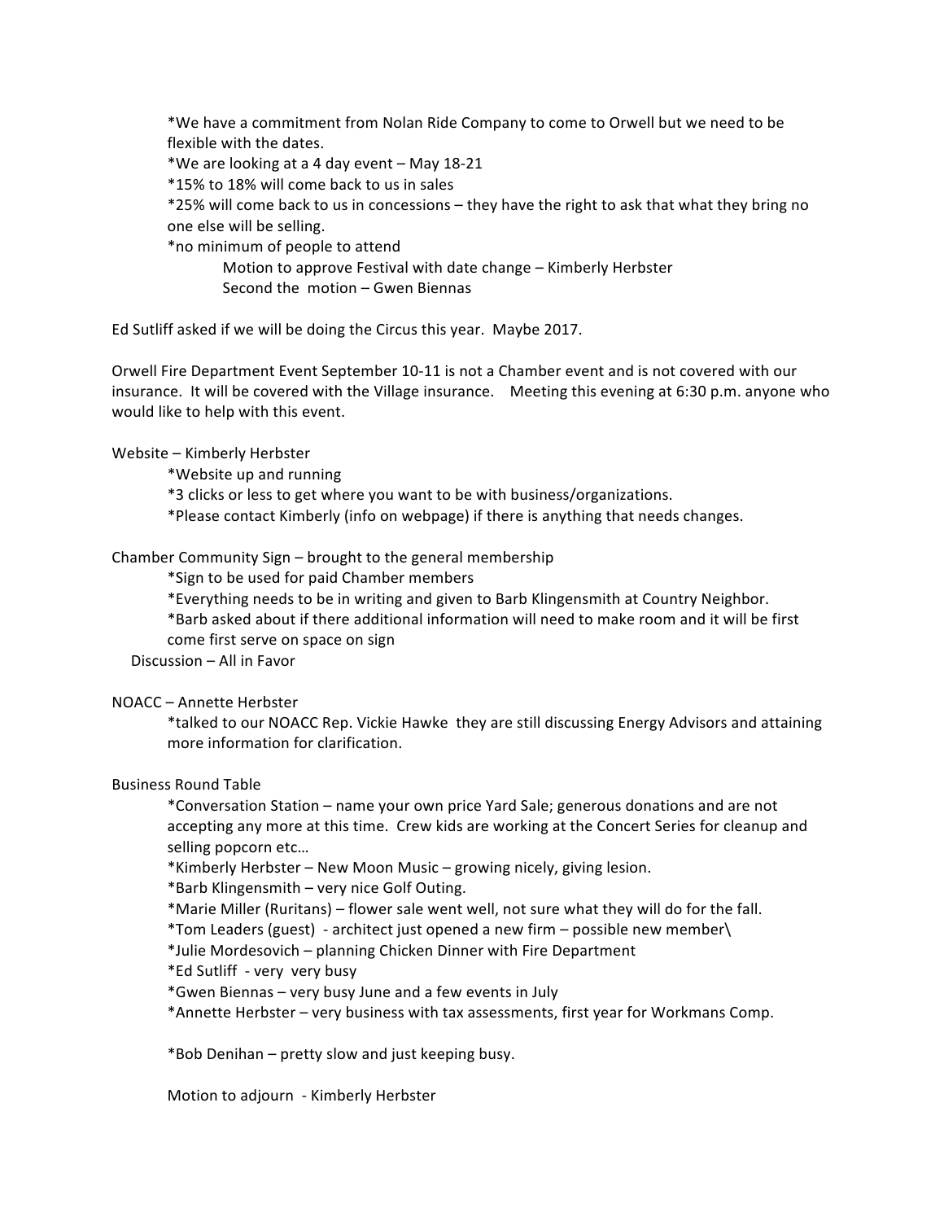*We have a commitment from Nolan Ride Company to come to Orwell but we need to be flexible with the dates.
*We are looking at a 4 day event – May 18-21
*15% to 18% will come back to us in sales
*25% will come back to us in concessions – they have the right to ask that what they bring no one else will be selling.
*no minimum of people to attend

Motion to approve Festival with date change – Kimberly Herbster
Second the motion – Gwen Biennas

Ed Sutliff asked if we will be doing the Circus this year. Maybe 2017.

Orwell Fire Department Event September 10-11 is not a Chamber event and is not covered with our insurance. It will be covered with the Village insurance. Meeting this evening at 6:30 p.m. anyone who would like to help with this event.

Website – Kimberly Herbster

*Website up and running
*3 clicks or less to get where you want to be with business/organizations.
*Please contact Kimberly (info on webpage) if there is anything that needs changes.

Chamber Community Sign – brought to the general membership

*Sign to be used for paid Chamber members
*Everything needs to be in writing and given to Barb Klingensmith at Country Neighbor.
*Barb asked about if there additional information will need to make room and it will be first come first serve on space on sign

Discussion – All in Favor

NOACC – Annette Herbster

*talked to our NOACC Rep. Vickie Hawke they are still discussing Energy Advisors and attaining more information for clarification.

Business Round Table

*Conversation Station – name your own price Yard Sale; generous donations and are not accepting any more at this time. Crew kids are working at the Concert Series for cleanup and selling popcorn etc…
*Kimberly Herbster – New Moon Music – growing nicely, giving lesion.
*Barb Klingensmith – very nice Golf Outing.
*Marie Miller (Ruritans) – flower sale went well, not sure what they will do for the fall.
*Tom Leaders (guest) - architect just opened a new firm – possible new member\
*Julie Mordesovich – planning Chicken Dinner with Fire Department
*Ed Sutliff - very very busy
*Gwen Biennas – very busy June and a few events in July
*Annette Herbster – very business with tax assessments, first year for Workmans Comp.

*Bob Denihan – pretty slow and just keeping busy.

Motion to adjourn - Kimberly Herbster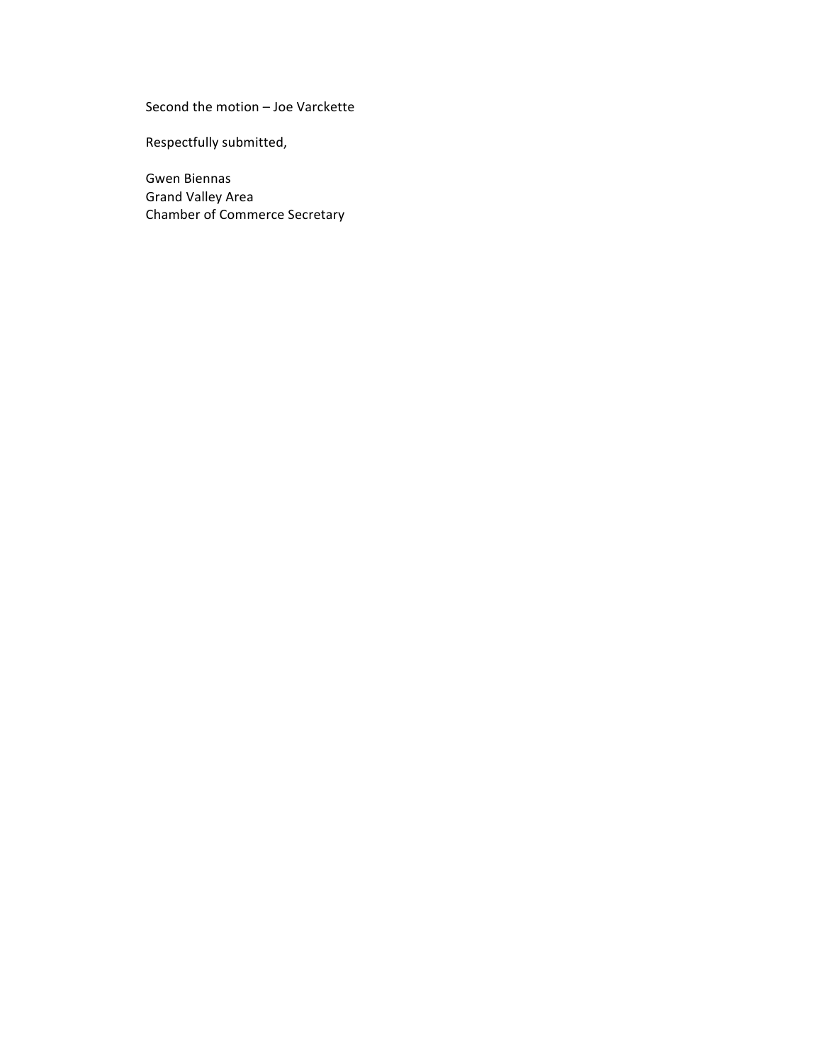Second the motion – Joe Varckette

Respectfully submitted,

Gwen Biennas  
Grand Valley Area  
Chamber of Commerce Secretary